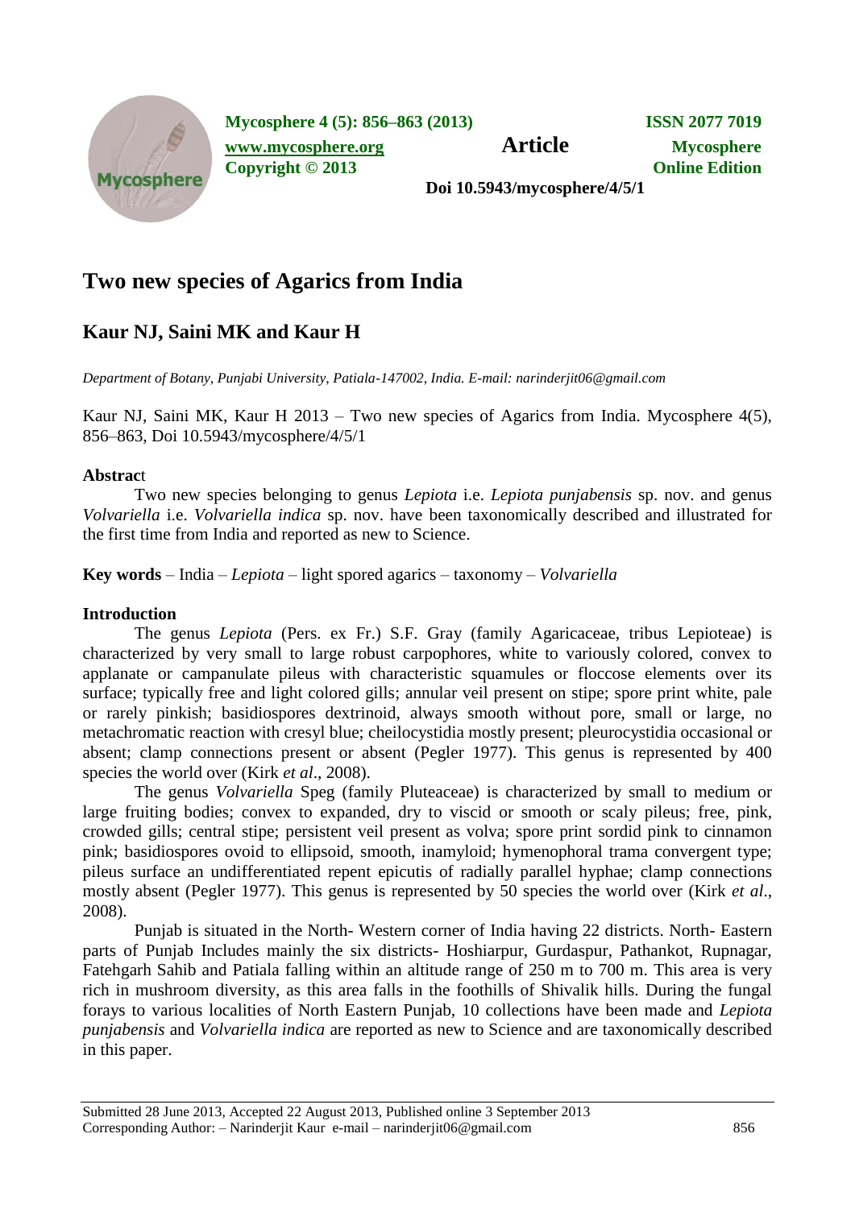# Two new species of Agarics from India

## Kaur NJ, Saini MK and Kaur H

*Department of Botany, Punjabi University, Patiala-147002, India. E-mail: narinderjit06@gmail.com*

Kaur NJ, Saini MK, Kaur H 2013 – Two new species of Agarics from India. Mycosphere 4(5), 856–863, Doi 10.5943/mycosphere/4/5/1

**Abstract**

Two new species belonging to genus *Lepiota* i.e. *Lepiota punjabensis* sp. nov. and genus *Volvariella* i.e. *Volvariella indica* sp. nov. have been taxonomically described and illustrated for the first time from India and reported as new to Science.

**Key words** – India – *Lepiota* – light spored agarics – taxonomy – *Volvariella*

**Introduction**

The genus *Lepiota* (Pers. ex Fr.) S.F. Gray (family Agaricaceae, tribus Lepioteae) is characterized by very small to large robust carpophores, white to variously colored, convex to applanate or campanulate pileus with characteristic squamules or floccose elements over its surface; typically free and light colored gills; annular veil present on stipe; spore print white, pale or rarely pinkish; basidiospores dextrinoid, always smooth without pore, small or large, no metachromatic reaction with cresyl blue; cheilocystidia mostly present; pleurocystidia occasional or absent; clamp connections present or absent (Pegler 1977). This genus is represented by 400 species the world over (Kirk *et al*., 2008).

The genus *Volvariella* Speg (family Pluteaceae) is characterized by small to medium or large fruiting bodies; convex to expanded, dry to viscid or smooth or scaly pileus; free, pink, crowded gills; central stipe; persistent veil present as volva; spore print sordid pink to cinnamon pink; basidiospores ovoid to ellipsoid, smooth, inamyloid; hymenophoral trama convergent type; pileus surface an undifferentiated repent epicutis of radially parallel hyphae; clamp connections mostly absent (Pegler 1977). This genus is represented by 50 species the world over (Kirk *et al*., 2008).

Punjab is situated in the North- Western corner of India having 22 districts. North- Eastern parts of Punjab Includes mainly the six districts- Hoshiarpur, Gurdaspur, Pathankot, Rupnagar, Fatehgarh Sahib and Patiala falling within an altitude range of 250 m to 700 m. This area is very rich in mushroom diversity, as this area falls in the foothills of Shivalik hills. During the fungal forays to various localities of North Eastern Punjab, 10 collections have been made and *Lepiota punjabensis* and *Volvariella indica* are reported as new to Science and are taxonomically described in this paper.

Submitted 28 June 2013, Accepted 22 August 2013, Published online 3 September 2013
Corresponding Author: – Narinderjit Kaur e-mail – narinderjit06@gmail.com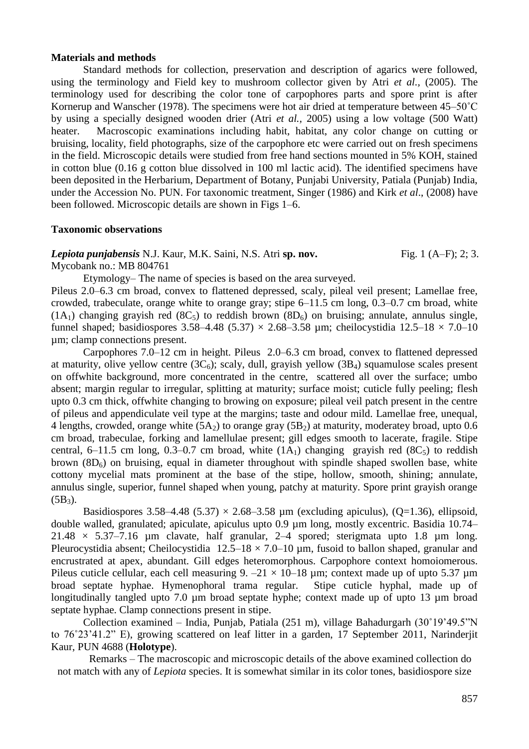## Materials and methods

Standard methods for collection, preservation and description of agarics were followed, using the terminology and Field key to mushroom collector given by Atri *et al.,* (2005). The terminology used for describing the color tone of carpophores parts and spore print is after Kornerup and Wanscher (1978). The specimens were hot air dried at temperature between 45–50˚C by using a specially designed wooden drier (Atri *et al.*, 2005) using a low voltage (500 Watt) heater. Macroscopic examinations including habit, habitat, any color change on cutting or bruising, locality, field photographs, size of the carpophore etc were carried out on fresh specimens in the field. Microscopic details were studied from free hand sections mounted in 5% KOH, stained in cotton blue (0.16 g cotton blue dissolved in 100 ml lactic acid). The identified specimens have been deposited in the Herbarium, Department of Botany, Punjabi University, Patiala (Punjab) India, under the Accession No. PUN. For taxonomic treatment, Singer (1986) and Kirk *et al*., (2008) have been followed. Microscopic details are shown in Figs 1–6.

## Taxonomic observations

***Lepiota punjabensis*** N.J. Kaur, M.K. Saini, N.S. Atri **sp. nov.** Fig. 1 (A–F); 2; 3.
Mycobank no.: MB 804761

Etymology– The name of species is based on the area surveyed.

Pileus 2.0–6.3 cm broad, convex to flattened depressed, scaly, pileal veil present; Lamellae free, crowded, trabeculate, orange white to orange gray; stipe 6–11.5 cm long, 0.3–0.7 cm broad, white ($1A_1$) changing grayish red ($8C_5$) to reddish brown ($8D_6$) on bruising; annulate, annulus single, funnel shaped; basidiospores 3.58–4.48 (5.37) × 2.68–3.58 µm; cheilocystidia 12.5–18 × 7.0–10 µm; clamp connections present.

Carpophores 7.0–12 cm in height. Pileus 2.0–6.3 cm broad, convex to flattened depressed at maturity, olive yellow centre ($3C_6$); scaly, dull, grayish yellow ($3B_4$) squamulose scales present on offwhite background, more concentrated in the centre, scattered all over the surface; umbo absent; margin regular to irregular, splitting at maturity; surface moist; cuticle fully peeling; flesh upto 0.3 cm thick, offwhite changing to browing on exposure; pileal veil patch present in the centre of pileus and appendiculate veil type at the margins; taste and odour mild. Lamellae free, unequal, 4 lengths, crowded, orange white ($5A_2$) to orange gray ($5B_2$) at maturity, moderatey broad, upto 0.6 cm broad, trabeculae, forking and lamellulae present; gill edges smooth to lacerate, fragile. Stipe central, 6–11.5 cm long, 0.3–0.7 cm broad, white ($1A_1$) changing grayish red ($8C_5$) to reddish brown ($8D_6$) on bruising, equal in diameter throughout with spindle shaped swollen base, white cottony mycelial mats prominent at the base of the stipe, hollow, smooth, shining; annulate, annulus single, superior, funnel shaped when young, patchy at maturity. Spore print grayish orange ($5B_3$).

Basidiospores 3.58–4.48 (5.37) × 2.68–3.58 µm (excluding apiculus), (Q=1.36), ellipsoid, double walled, granulated; apiculate, apiculus upto 0.9 µm long, mostly excentric. Basidia 10.74–21.48 × 5.37–7.16 µm clavate, half granular, 2–4 spored; sterigmata upto 1.8 µm long. Pleurocystidia absent; Cheilocystidia 12.5–18 × 7.0–10 µm, fusoid to ballon shaped, granular and encrustrated at apex, abundant. Gill edges heteromorphous. Carpophore context homoiomerous. Pileus cuticle cellular, each cell measuring 9. –21 × 10–18 µm; context made up of upto 5.37 µm broad septate hyphae. Hymenophoral trama regular. Stipe cuticle hyphal, made up of longitudinally tangled upto 7.0 µm broad septate hyphe; context made up of upto 13 µm broad septate hyphae. Clamp connections present in stipe.

Collection examined – India, Punjab, Patiala (251 m), village Bahadurgarh (30˚19'49.5"N to 76˚23'41.2" E), growing scattered on leaf litter in a garden, 17 September 2011, Narinderjit Kaur, PUN 4688 (**Holotype**).

Remarks – The macroscopic and microscopic details of the above examined collection do not match with any of *Lepiota* species. It is somewhat similar in its color tones, basidiospore size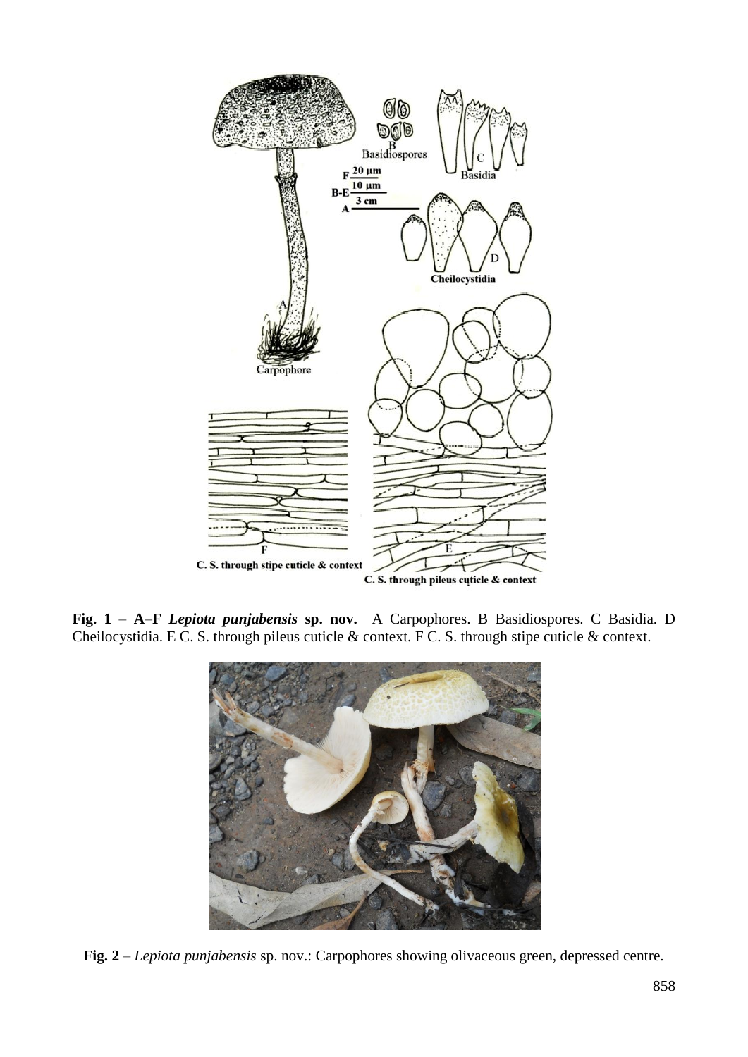**Fig. 1** – **A**–**F** ***Lepiota punjabensis*** **sp. nov.** A Carpophores. B Basidiospores. C Basidia. D Cheilocystidia. E C. S. through pileus cuticle & context. F C. S. through stipe cuticle & context.

**Fig. 2** – *Lepiota punjabensis* sp. nov.: Carpophores showing olivaceous green, depressed centre.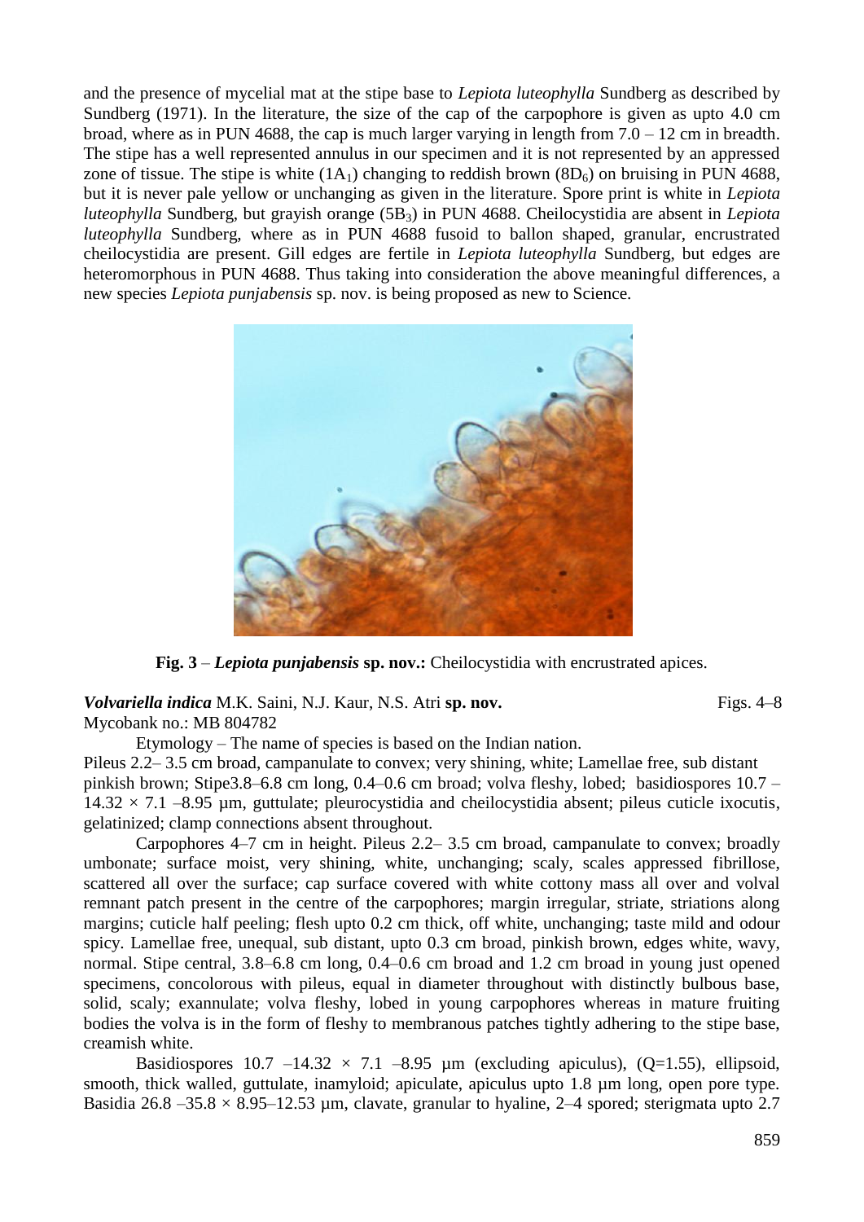and the presence of mycelial mat at the stipe base to *Lepiota luteophylla* Sundberg as described by Sundberg (1971). In the literature, the size of the cap of the carpophore is given as upto 4.0 cm broad, where as in PUN 4688, the cap is much larger varying in length from 7.0 – 12 cm in breadth. The stipe has a well represented annulus in our specimen and it is not represented by an appressed zone of tissue. The stipe is white ($1A_1$) changing to reddish brown ($8D_6$) on bruising in PUN 4688, but it is never pale yellow or unchanging as given in the literature. Spore print is white in *Lepiota luteophylla* Sundberg, but grayish orange ($5B_3$) in PUN 4688. Cheilocystidia are absent in *Lepiota luteophylla* Sundberg, where as in PUN 4688 fusoid to ballon shaped, granular, encrustrated cheilocystidia are present. Gill edges are fertile in *Lepiota luteophylla* Sundberg, but edges are heteromorphous in PUN 4688. Thus taking into consideration the above meaningful differences, a new species *Lepiota punjabensis* sp. nov. is being proposed as new to Science.

**Fig. 3** – ***Lepiota punjabensis* sp. nov.:** Cheilocystidia with encrustrated apices.

***Volvariella indica*** M.K. Saini, N.J. Kaur, N.S. Atri **sp. nov.** Figs. 4–8

Mycobank no.: MB 804782

Etymology – The name of species is based on the Indian nation.

Pileus 2.2– 3.5 cm broad, campanulate to convex; very shining, white; Lamellae free, sub distant pinkish brown; Stipe3.8–6.8 cm long, 0.4–0.6 cm broad; volva fleshy, lobed; basidiospores 10.7 – 14.32 × 7.1 –8.95 µm, guttulate; pleurocystidia and cheilocystidia absent; pileus cuticle ixocutis, gelatinized; clamp connections absent throughout.

Carpophores 4–7 cm in height. Pileus 2.2– 3.5 cm broad, campanulate to convex; broadly umbonate; surface moist, very shining, white, unchanging; scaly, scales appressed fibrillose, scattered all over the surface; cap surface covered with white cottony mass all over and volval remnant patch present in the centre of the carpophores; margin irregular, striate, striations along margins; cuticle half peeling; flesh upto 0.2 cm thick, off white, unchanging; taste mild and odour spicy. Lamellae free, unequal, sub distant, upto 0.3 cm broad, pinkish brown, edges white, wavy, normal. Stipe central, 3.8–6.8 cm long, 0.4–0.6 cm broad and 1.2 cm broad in young just opened specimens, concolorous with pileus, equal in diameter throughout with distinctly bulbous base, solid, scaly; exannulate; volva fleshy, lobed in young carpophores whereas in mature fruiting bodies the volva is in the form of fleshy to membranous patches tightly adhering to the stipe base, creamish white.

Basidiospores 10.7 –14.32 × 7.1 –8.95 µm (excluding apiculus), (Q=1.55), ellipsoid, smooth, thick walled, guttulate, inamyloid; apiculate, apiculus upto 1.8 µm long, open pore type. Basidia 26.8 –35.8 × 8.95–12.53 µm, clavate, granular to hyaline, 2–4 spored; sterigmata upto 2.7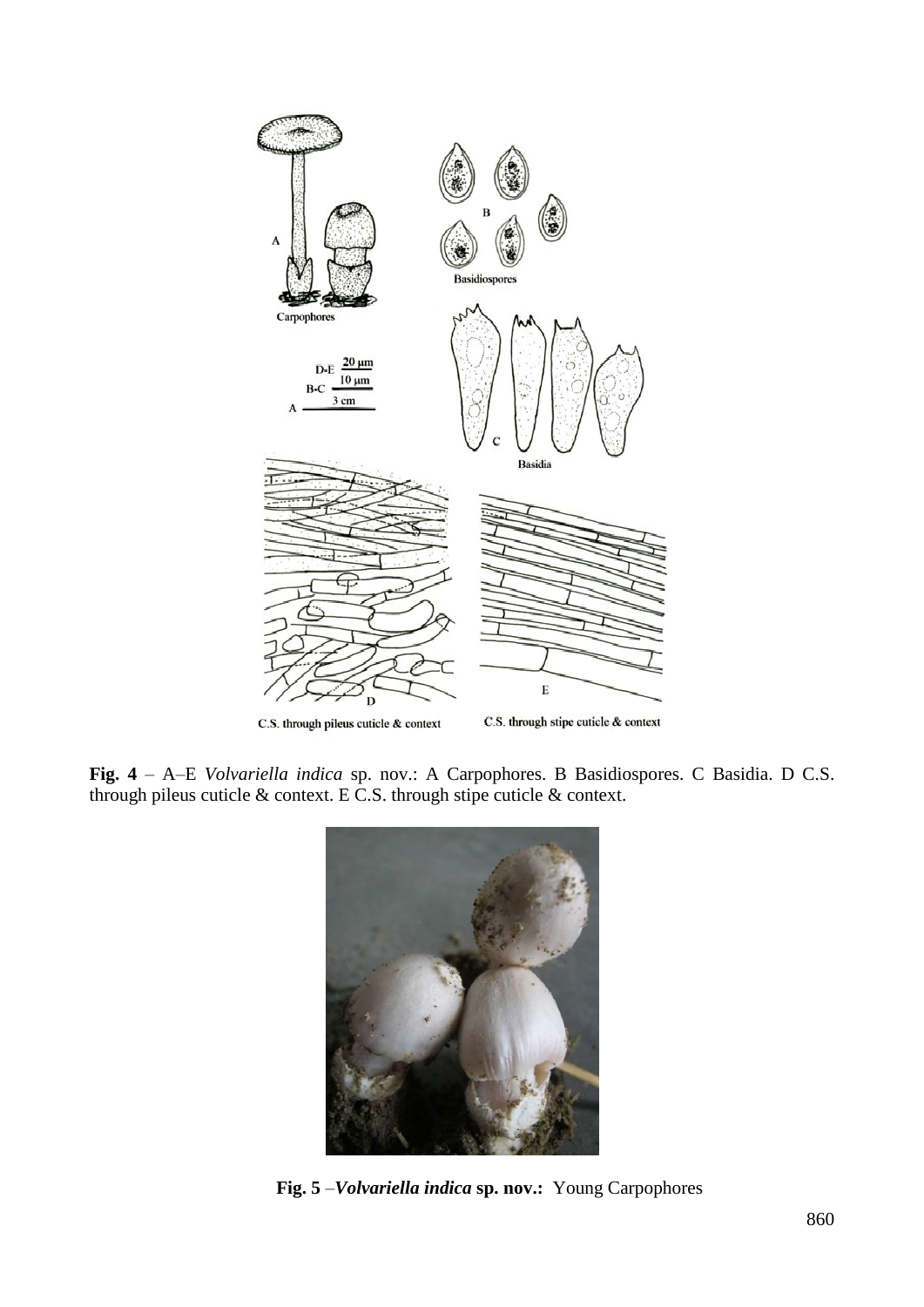**Fig. 4** – A–E *Volvariella indica* sp. nov.: A Carpophores. B Basidiospores. C Basidia. D C.S. through pileus cuticle & context. E C.S. through stipe cuticle & context.

**Fig. 5** –*Volvariella indica* **sp. nov.:** Young Carpophores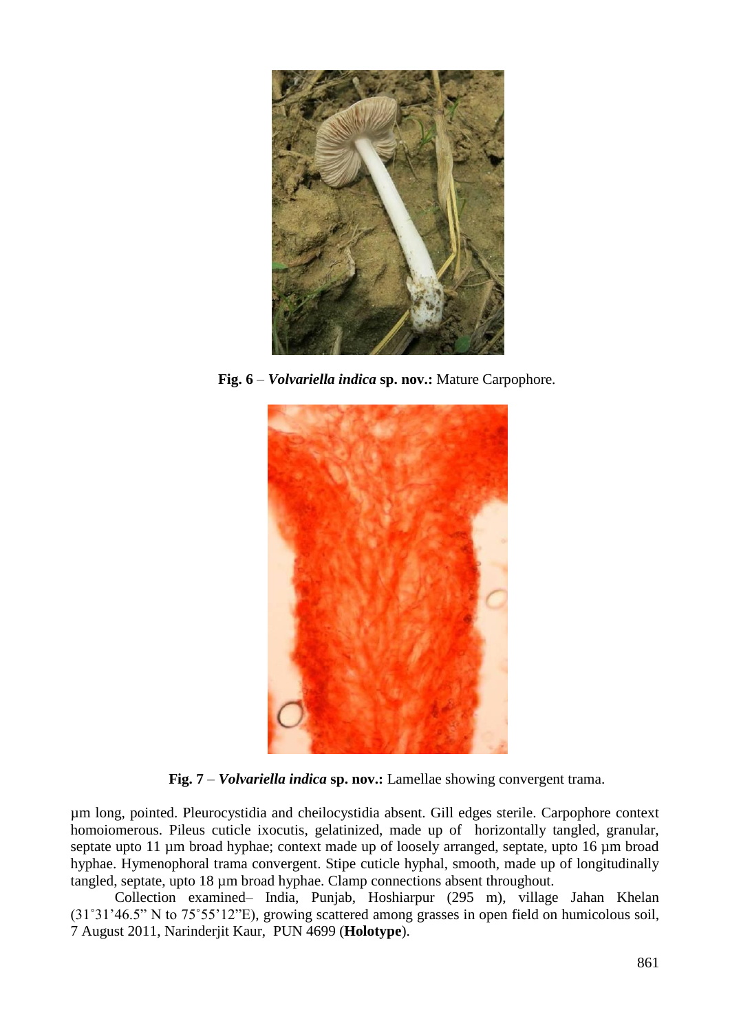**Fig. 6** – ***Volvariella indica*** **sp. nov.:** Mature Carpophore.

**Fig. 7** – ***Volvariella indica*** **sp. nov.:** Lamellae showing convergent trama.

µm long, pointed. Pleurocystidia and cheilocystidia absent. Gill edges sterile. Carpophore context homoiomerous. Pileus cuticle ixocutis, gelatinized, made up of horizontally tangled, granular, septate upto 11 µm broad hyphae; context made up of loosely arranged, septate, upto 16 µm broad hyphae. Hymenophoral trama convergent. Stipe cuticle hyphal, smooth, made up of longitudinally tangled, septate, upto 18 µm broad hyphae. Clamp connections absent throughout.

Collection examined– India, Punjab, Hoshiarpur (295 m), village Jahan Khelan (31˚31'46.5" N to 75˚55'12"E), growing scattered among grasses in open field on humicolous soil, 7 August 2011, Narinderjit Kaur, PUN 4699 (**Holotype**).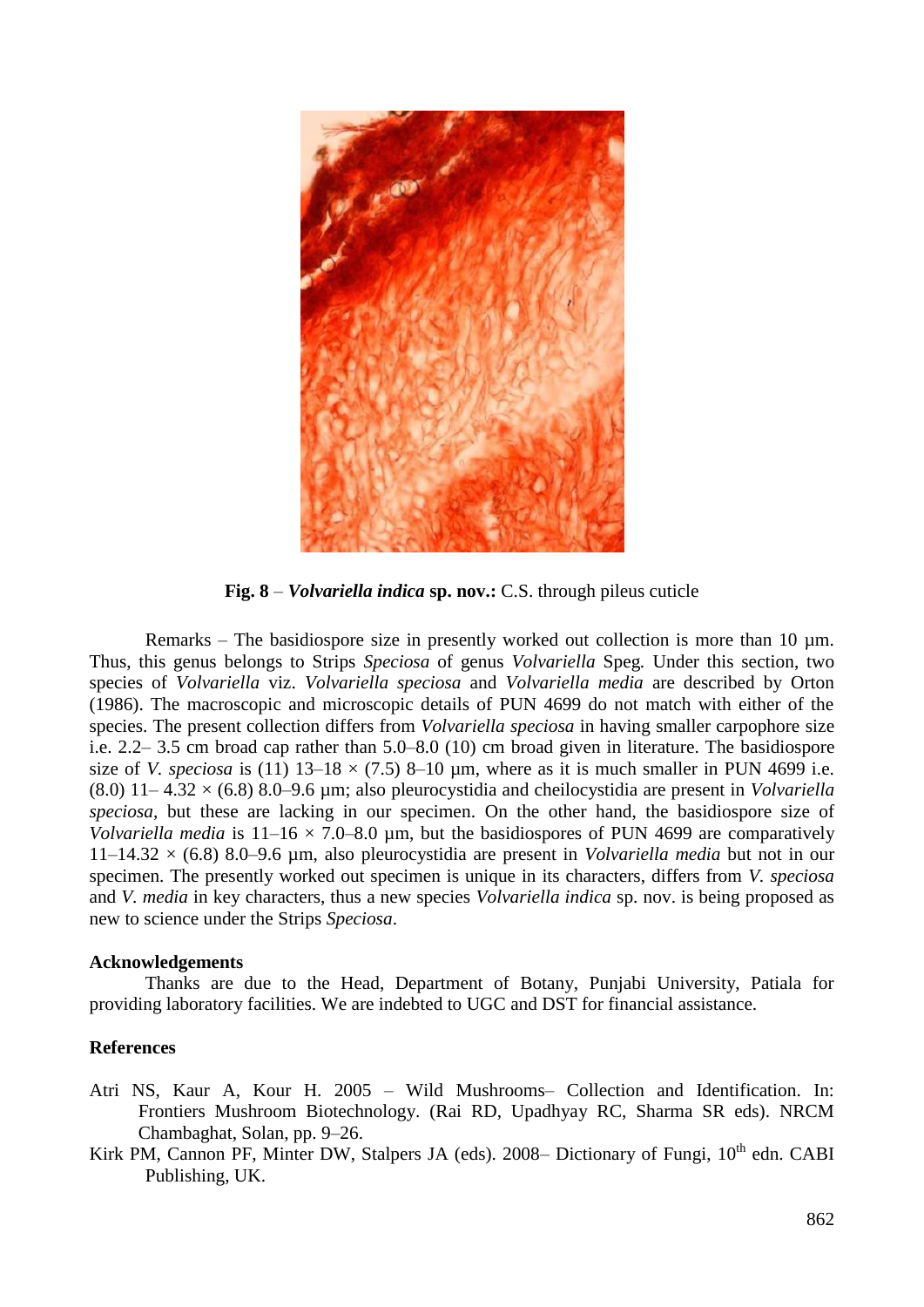**Fig. 8** – ***Volvariella indica*** **sp. nov.:** C.S. through pileus cuticle

Remarks – The basidiospore size in presently worked out collection is more than 10 µm. Thus, this genus belongs to Strips *Speciosa* of genus *Volvariella* Speg. Under this section, two species of *Volvariella* viz. *Volvariella speciosa* and *Volvariella media* are described by Orton (1986). The macroscopic and microscopic details of PUN 4699 do not match with either of the species. The present collection differs from *Volvariella speciosa* in having smaller carpophore size i.e. 2.2– 3.5 cm broad cap rather than 5.0–8.0 (10) cm broad given in literature. The basidiospore size of *V. speciosa* is (11) 13–18 × (7.5) 8–10 µm, where as it is much smaller in PUN 4699 i.e. (8.0) 11– 4.32 × (6.8) 8.0–9.6 µm; also pleurocystidia and cheilocystidia are present in *Volvariella speciosa*, but these are lacking in our specimen. On the other hand, the basidiospore size of *Volvariella media* is 11–16 × 7.0–8.0 µm, but the basidiospores of PUN 4699 are comparatively 11–14.32 × (6.8) 8.0–9.6 µm, also pleurocystidia are present in *Volvariella media* but not in our specimen. The presently worked out specimen is unique in its characters, differs from *V. speciosa* and *V. media* in key characters, thus a new species *Volvariella indica* sp. nov. is being proposed as new to science under the Strips *Speciosa*.

## Acknowledgements

Thanks are due to the Head, Department of Botany, Punjabi University, Patiala for providing laboratory facilities. We are indebted to UGC and DST for financial assistance.

## References

Atri NS, Kaur A, Kour H. 2005 – Wild Mushrooms– Collection and Identification. In: Frontiers Mushroom Biotechnology. (Rai RD, Upadhyay RC, Sharma SR eds). NRCM Chambaghat, Solan, pp. 9–26.

Kirk PM, Cannon PF, Minter DW, Stalpers JA (eds). 2008– Dictionary of Fungi, 10th edn. CABI Publishing, UK.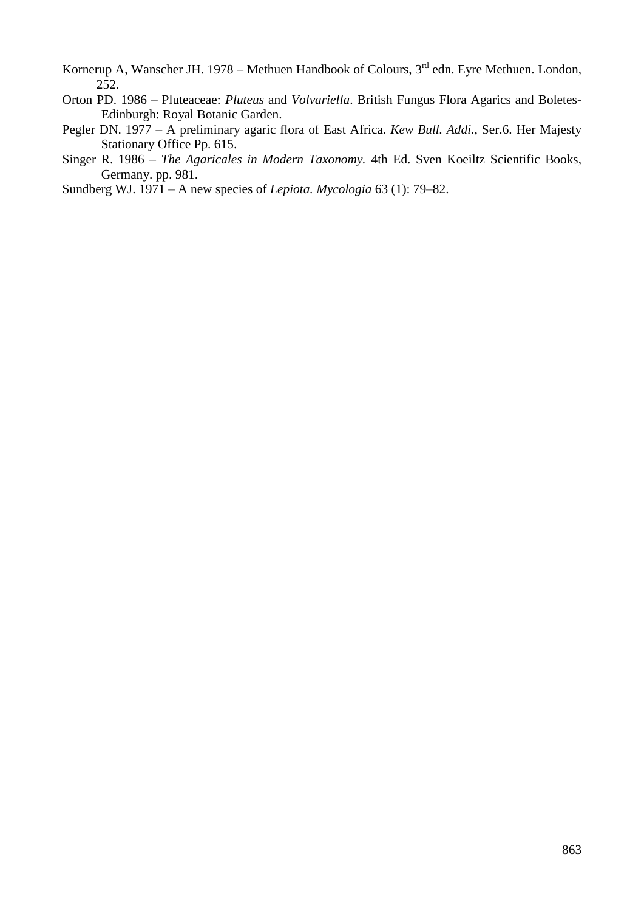Kornerup A, Wanscher JH. 1978 – Methuen Handbook of Colours, 3rd edn. Eyre Methuen. London, 252.

Orton PD. 1986 – Pluteaceae: *Pluteus* and *Volvariella*. British Fungus Flora Agarics and Boletes-Edinburgh: Royal Botanic Garden.

Pegler DN. 1977 – A preliminary agaric flora of East Africa. *Kew Bull. Addi.*, Ser.6. Her Majesty Stationary Office Pp. 615.

Singer R. 1986 – *The Agaricales in Modern Taxonomy.* 4th Ed. Sven Koeiltz Scientific Books, Germany. pp. 981.

Sundberg WJ. 1971 – A new species of *Lepiota*. *Mycologia* 63 (1): 79–82.